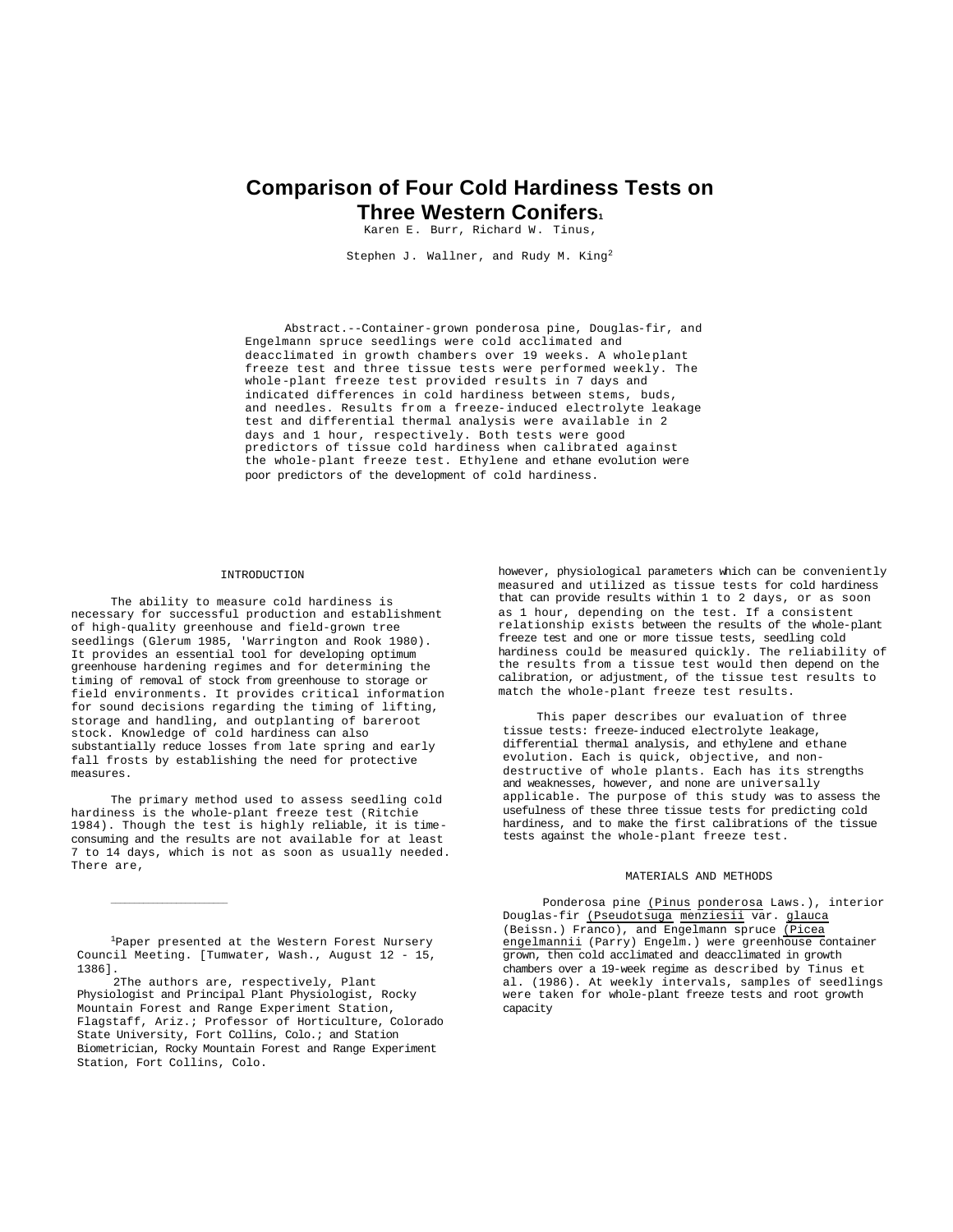# Comparison of Four Cold Hardiness Tests on Three Western Conifers[1]

Karen E. Burr, Richard W. Tinus,

Stephen J. Wallner, and Rudy M. King[2]

Abstract.--Container-grown ponderosa pine, Douglas-fir, and Engelmann spruce seedlings were cold acclimated and deacclimated in growth chambers over 19 weeks. A wholeplant freeze test and three tissue tests were performed weekly. The whole-plant freeze test provided results in 7 days and indicated differences in cold hardiness between stems, buds, and needles. Results from a freeze-induced electrolyte leakage test and differential thermal analysis were available in 2 days and 1 hour, respectively. Both tests were good predictors of tissue cold hardiness when calibrated against the whole-plant freeze test. Ethylene and ethane evolution were poor predictors of the development of cold hardiness.

## INTRODUCTION

The ability to measure cold hardiness is necessary for successful production and establishment of high-quality greenhouse and field-grown tree seedlings (Glerum 1985, 'Warrington and Rook 1980). It provides an essential tool for developing optimum greenhouse hardening regimes and for determining the timing of removal of stock from greenhouse to storage or field environments. It provides critical information for sound decisions regarding the timing of lifting, storage and handling, and outplanting of bareroot stock. Knowledge of cold hardiness can also substantially reduce losses from late spring and early fall frosts by establishing the need for protective measures.

The primary method used to assess seedling cold hardiness is the whole-plant freeze test (Ritchie 1984). Though the test is highly reliable, it is time-consuming and the results are not available for at least 7 to 14 days, which is not as soon as usually needed. There are, however, physiological parameters which can be conveniently measured and utilized as tissue tests for cold hardiness that can provide results within 1 to 2 days, or as soon as 1 hour, depending on the test. If a consistent relationship exists between the results of the whole-plant freeze test and one or more tissue tests, seedling cold hardiness could be measured quickly. The reliability of the results from a tissue test would then depend on the calibration, or adjustment, of the tissue test results to match the whole-plant freeze test results.

This paper describes our evaluation of three tissue tests: freeze-induced electrolyte leakage, differential thermal analysis, and ethylene and ethane evolution. Each is quick, objective, and non-destructive of whole plants. Each has its strengths and weaknesses, however, and none are universally applicable. The purpose of this study was to assess the usefulness of these three tissue tests for predicting cold hardiness, and to make the first calibrations of the tissue tests against the whole-plant freeze test.

## MATERIALS AND METHODS

Ponderosa pine (*Pinus ponderosa* Laws.), interior Douglas-fir (*Pseudotsuga menziesii* var. *glauca* (Beissn.) Franco), and Engelmann spruce (*Picea engelmannii* (Parry) Engelm.) were greenhouse container grown, then cold acclimated and deacclimated in growth chambers over a 19-week regime as described by Tinus et al. (1986). At weekly intervals, samples of seedlings were taken for whole-plant freeze tests and root growth capacity

---

[1]Paper presented at the Western Forest Nursery Council Meeting. [Tumwater, Wash., August 12 - 15, 1386].

[2]The authors are, respectively, Plant Physiologist and Principal Plant Physiologist, Rocky Mountain Forest and Range Experiment Station, Flagstaff, Ariz.; Professor of Horticulture, Colorado State University, Fort Collins, Colo.; and Station Biometrician, Rocky Mountain Forest and Range Experiment Station, Fort Collins, Colo.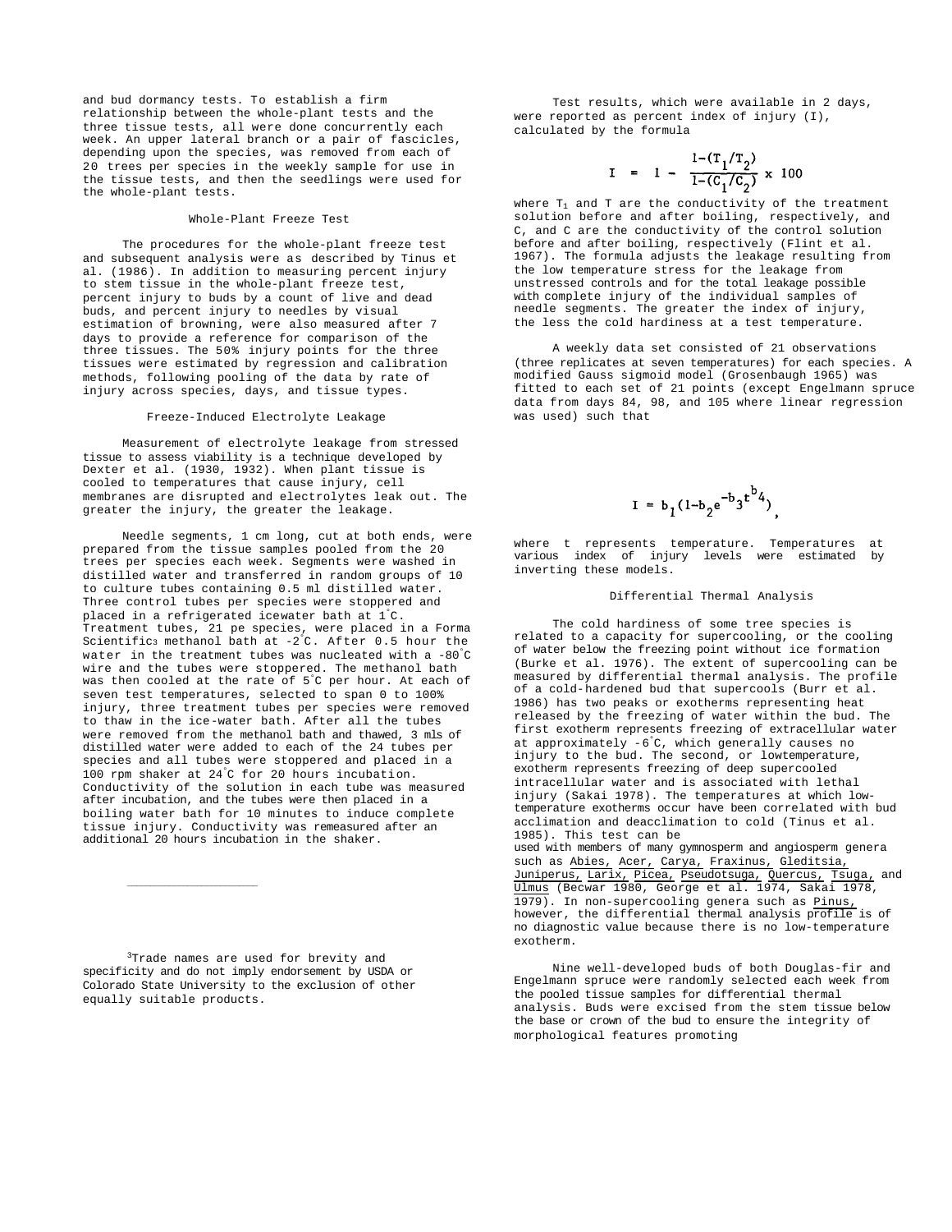and bud dormancy tests. To establish a firm relationship between the whole-plant tests and the three tissue tests, all were done concurrently each week. An upper lateral branch or a pair of fascicles, depending upon the species, was removed from each of 20 trees per species in the weekly sample for use in the tissue tests, and then the seedlings were used for the whole-plant tests.

### Whole-Plant Freeze Test

The procedures for the whole-plant freeze test and subsequent analysis were as described by Tinus et al. (1986). In addition to measuring percent injury to stem tissue in the whole-plant freeze test, percent injury to buds by a count of live and dead buds, and percent injury to needles by visual estimation of browning, were also measured after 7 days to provide a reference for comparison of the three tissues. The 50% injury points for the three tissues were estimated by regression and calibration methods, following pooling of the data by rate of injury across species, days, and tissue types.

### Freeze-Induced Electrolyte Leakage

Measurement of electrolyte leakage from stressed tissue to assess viability is a technique developed by Dexter et al. (1930, 1932). When plant tissue is cooled to temperatures that cause injury, cell membranes are disrupted and electrolytes leak out. The greater the injury, the greater the leakage.

Needle segments, 1 cm long, cut at both ends, were prepared from the tissue samples pooled from the 20 trees per species each week. Segments were washed in distilled water and transferred in random groups of 10 to culture tubes containing 0.5 ml distilled water. Three control tubes per species were stoppered and placed in a refrigerated icewater bath at 1°C. Treatment tubes, 21 pe species, were placed in a Forma Scientific[3] methanol bath at -2°C. After 0.5 hour the water in the treatment tubes was nucleated with a -80°C wire and the tubes were stoppered. The methanol bath was then cooled at the rate of 5°C per hour. At each of seven test temperatures, selected to span 0 to 100% injury, three treatment tubes per species were removed to thaw in the ice-water bath. After all the tubes were removed from the methanol bath and thawed, 3 mls of distilled water were added to each of the 24 tubes per species and all tubes were stoppered and placed in a 100 rpm shaker at 24°C for 20 hours incubation. Conductivity of the solution in each tube was measured after incubation, and the tubes were then placed in a boiling water bath for 10 minutes to induce complete tissue injury. Conductivity was remeasured after an additional 20 hours incubation in the shaker.

Test results, which were available in 2 days, were reported as percent index of injury (I), calculated by the formula

$$I = 1 - \frac{1-(T_1/T_2)}{1-(C_1/C_2)} \times 100$$

where $T_1$ and T are the conductivity of the treatment solution before and after boiling, respectively, and C, and C are the conductivity of the control solution before and after boiling, respectively (Flint et al. 1967). The formula adjusts the leakage resulting from the low temperature stress for the leakage from unstressed controls and for the total leakage possible with complete injury of the individual samples of needle segments. The greater the index of injury, the less the cold hardiness at a test temperature.

A weekly data set consisted of 21 observations (three replicates at seven temperatures) for each species. A modified Gauss sigmoid model (Grosenbaugh 1965) was fitted to each set of 21 points (except Engelmann spruce data from days 84, 98, and 105 where linear regression was used) such that

$$I = b_1(1-b_2e^{-b_3t^{b_4}}),$$

where t represents temperature. Temperatures at various index of injury levels were estimated by inverting these models.

### Differential Thermal Analysis

The cold hardiness of some tree species is related to a capacity for supercooling, or the cooling of water below the freezing point without ice formation (Burke et al. 1976). The extent of supercooling can be measured by differential thermal analysis. The profile of a cold-hardened bud that supercools (Burr et al. 1986) has two peaks or exotherms representing heat released by the freezing of water within the bud. The first exotherm represents freezing of extracellular water at approximately -6°C, which generally causes no injury to the bud. The second, or lowtemperature, exotherm represents freezing of deep supercooled intracellular water and is associated with lethal injury (Sakai 1978). The temperatures at which low-temperature exotherms occur have been correlated with bud acclimation and deacclimation to cold (Tinus et al. 1985). This test can be used with members of many gymnosperm and angiosperm genera such as *Abies, Acer, Carya, Fraxinus, Gleditsia, Juniperus, Larix, Picea, Pseudotsuga, Quercus, Tsuga,* and *Ulmus* (Becwar 1980, George et al. 1974, Sakai 1978, 1979). In non-supercooling genera such as *Pinus,* however, the differential thermal analysis profile is of no diagnostic value because there is no low-temperature exotherm.

Nine well-developed buds of both Douglas-fir and Engelmann spruce were randomly selected each week from the pooled tissue samples for differential thermal analysis. Buds were excised from the stem tissue below the base or crown of the bud to ensure the integrity of morphological features promoting

---

[3]Trade names are used for brevity and specificity and do not imply endorsement by USDA or Colorado State University to the exclusion of other equally suitable products.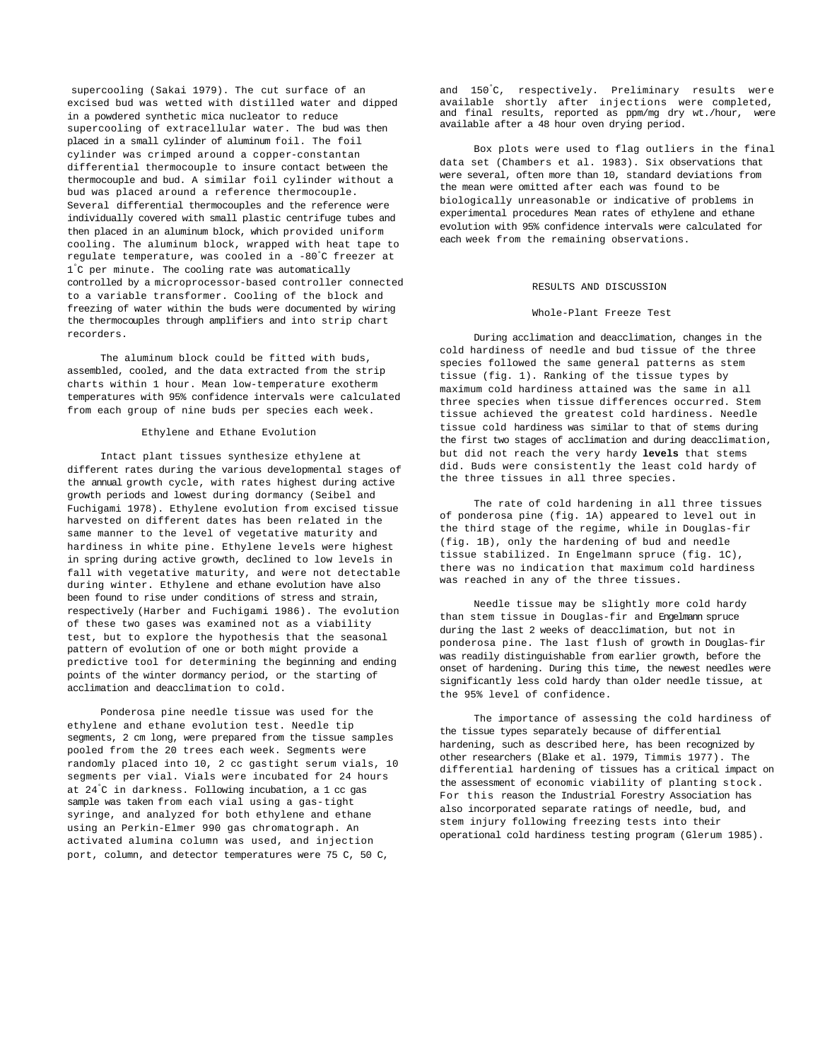supercooling (Sakai 1979). The cut surface of an excised bud was wetted with distilled water and dipped in a powdered synthetic mica nucleator to reduce supercooling of extracellular water. The bud was then placed in a small cylinder of aluminum foil. The foil cylinder was crimped around a copper-constantan differential thermocouple to insure contact between the thermocouple and bud. A similar foil cylinder without a bud was placed around a reference thermocouple. Several differential thermocouples and the reference were individually covered with small plastic centrifuge tubes and then placed in an aluminum block, which provided uniform cooling. The aluminum block, wrapped with heat tape to regulate temperature, was cooled in a -80°C freezer at 1°C per minute. The cooling rate was automatically controlled by a microprocessor-based controller connected to a variable transformer. Cooling of the block and freezing of water within the buds were documented by wiring the thermocouples through amplifiers and into strip chart recorders.

The aluminum block could be fitted with buds, assembled, cooled, and the data extracted from the strip charts within 1 hour. Mean low-temperature exotherm temperatures with 95% confidence intervals were calculated from each group of nine buds per species each week.

### Ethylene and Ethane Evolution

Intact plant tissues synthesize ethylene at different rates during the various developmental stages of the annual growth cycle, with rates highest during active growth periods and lowest during dormancy (Seibel and Fuchigami 1978). Ethylene evolution from excised tissue harvested on different dates has been related in the same manner to the level of vegetative maturity and hardiness in white pine. Ethylene levels were highest in spring during active growth, declined to low levels in fall with vegetative maturity, and were not detectable during winter. Ethylene and ethane evolution have also been found to rise under conditions of stress and strain, respectively (Harber and Fuchigami 1986). The evolution of these two gases was examined not as a viability test, but to explore the hypothesis that the seasonal pattern of evolution of one or both might provide a predictive tool for determining the beginning and ending points of the winter dormancy period, or the starting of acclimation and deacclimation to cold.

Ponderosa pine needle tissue was used for the ethylene and ethane evolution test. Needle tip segments, 2 cm long, were prepared from the tissue samples pooled from the 20 trees each week. Segments were randomly placed into 10, 2 cc gastight serum vials, 10 segments per vial. Vials were incubated for 24 hours at 24°C in darkness. Following incubation, a 1 cc gas sample was taken from each vial using a gas-tight syringe, and analyzed for both ethylene and ethane using an Perkin-Elmer 990 gas chromatograph. An activated alumina column was used, and injection port, column, and detector temperatures were 75 C, 50 C, and 150°C, respectively. Preliminary results were available shortly after injections were completed, and final results, reported as ppm/mg dry wt./hour, were available after a 48 hour oven drying period.

Box plots were used to flag outliers in the final data set (Chambers et al. 1983). Six observations that were several, often more than 10, standard deviations from the mean were omitted after each was found to be biologically unreasonable or indicative of problems in experimental procedures Mean rates of ethylene and ethane evolution with 95% confidence intervals were calculated for each week from the remaining observations.

## RESULTS AND DISCUSSION

### Whole-Plant Freeze Test

During acclimation and deacclimation, changes in the cold hardiness of needle and bud tissue of the three species followed the same general patterns as stem tissue (fig. 1). Ranking of the tissue types by maximum cold hardiness attained was the same in all three species when tissue differences occurred. Stem tissue achieved the greatest cold hardiness. Needle tissue cold hardiness was similar to that of stems during the first two stages of acclimation and during deacclimation, but did not reach the very hardy **levels** that stems did. Buds were consistently the least cold hardy of the three tissues in all three species.

The rate of cold hardening in all three tissues of ponderosa pine (fig. 1A) appeared to level out in the third stage of the regime, while in Douglas-fir (fig. 1B), only the hardening of bud and needle tissue stabilized. In Engelmann spruce (fig. 1C), there was no indication that maximum cold hardiness was reached in any of the three tissues.

Needle tissue may be slightly more cold hardy than stem tissue in Douglas-fir and Engelmann spruce during the last 2 weeks of deacclimation, but not in ponderosa pine. The last flush of growth in Douglas-fir was readily distinguishable from earlier growth, before the onset of hardening. During this time, the newest needles were significantly less cold hardy than older needle tissue, at the 95% level of confidence.

The importance of assessing the cold hardiness of the tissue types separately because of differential hardening, such as described here, has been recognized by other researchers (Blake et al. 1979, Timmis 1977). The differential hardening of tissues has a critical impact on the assessment of economic viability of planting stock. For this reason the Industrial Forestry Association has also incorporated separate ratings of needle, bud, and stem injury following freezing tests into their operational cold hardiness testing program (Glerum 1985).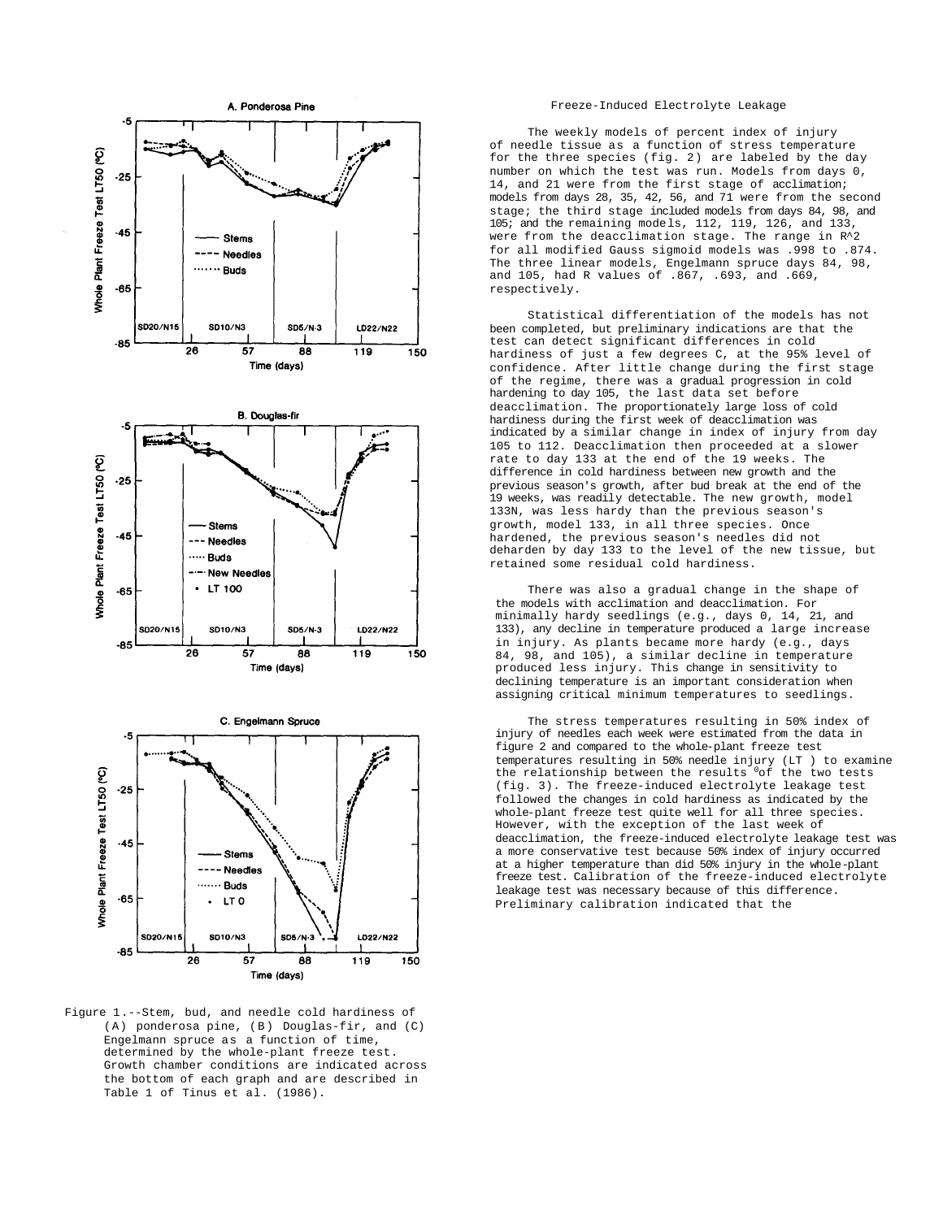Figure 1.--Stem, bud, and needle cold hardiness of (A) ponderosa pine, (B) Douglas-fir, and (C) Engelmann spruce as a function of time, determined by the whole-plant freeze test. Growth chamber conditions are indicated across the bottom of each graph and are described in Table 1 of Tinus et al. (1986).

## Freeze-Induced Electrolyte Leakage

The weekly models of percent index of injury of needle tissue as a function of stress temperature for the three species (fig. 2) are labeled by the day number on which the test was run. Models from days 0, 14, and 21 were from the first stage of acclimation; models from days 28, 35, 42, 56, and 71 were from the second stage; the third stage included models from days 84, 98, and 105; and the remaining models, 112, 119, 126, and 133, were from the deacclimation stage. The range in $R^2$ for all modified Gauss sigmoid models was .998 to .874. The three linear models, Engelmann spruce days 84, 98, and 105, had R values of .867, .693, and .669, respectively.

Statistical differentiation of the models has not been completed, but preliminary indications are that the test can detect significant differences in cold hardiness of just a few degrees C, at the 95% level of confidence. After little change during the first stage of the regime, there was a gradual progression in cold hardening to day 105, the last data set before deacclimation. The proportionately large loss of cold hardiness during the first week of deacclimation was indicated by a similar change in index of injury from day 105 to 112. Deacclimation then proceeded at a slower rate to day 133 at the end of the 19 weeks. The difference in cold hardiness between new growth and the previous season's growth, after bud break at the end of the 19 weeks, was readily detectable. The new growth, model 133N, was less hardy than the previous season's growth, model 133, in all three species. Once hardened, the previous season's needles did not deharden by day 133 to the level of the new tissue, but retained some residual cold hardiness.

There was also a gradual change in the shape of the models with acclimation and deacclimation. For minimally hardy seedlings (e.g., days 0, 14, 21, and 133), any decline in temperature produced a large increase in injury. As plants became more hardy (e.g., days 84, 98, and 105), a similar decline in temperature produced less injury. This change in sensitivity to declining temperature is an important consideration when assigning critical minimum temperatures to seedlings.

The stress temperatures resulting in 50% index of injury of needles each week were estimated from the data in figure 2 and compared to the whole-plant freeze test temperatures resulting in 50% needle injury ($LT_{50}$) to examine the relationship between the results of the two tests (fig. 3). The freeze-induced electrolyte leakage test followed the changes in cold hardiness as indicated by the whole-plant freeze test quite well for all three species. However, with the exception of the last week of deacclimation, the freeze-induced electrolyte leakage test was a more conservative test because 50% index of injury occurred at a higher temperature than did 50% injury in the whole-plant freeze test. Calibration of the freeze-induced electrolyte leakage test was necessary because of this difference. Preliminary calibration indicated that the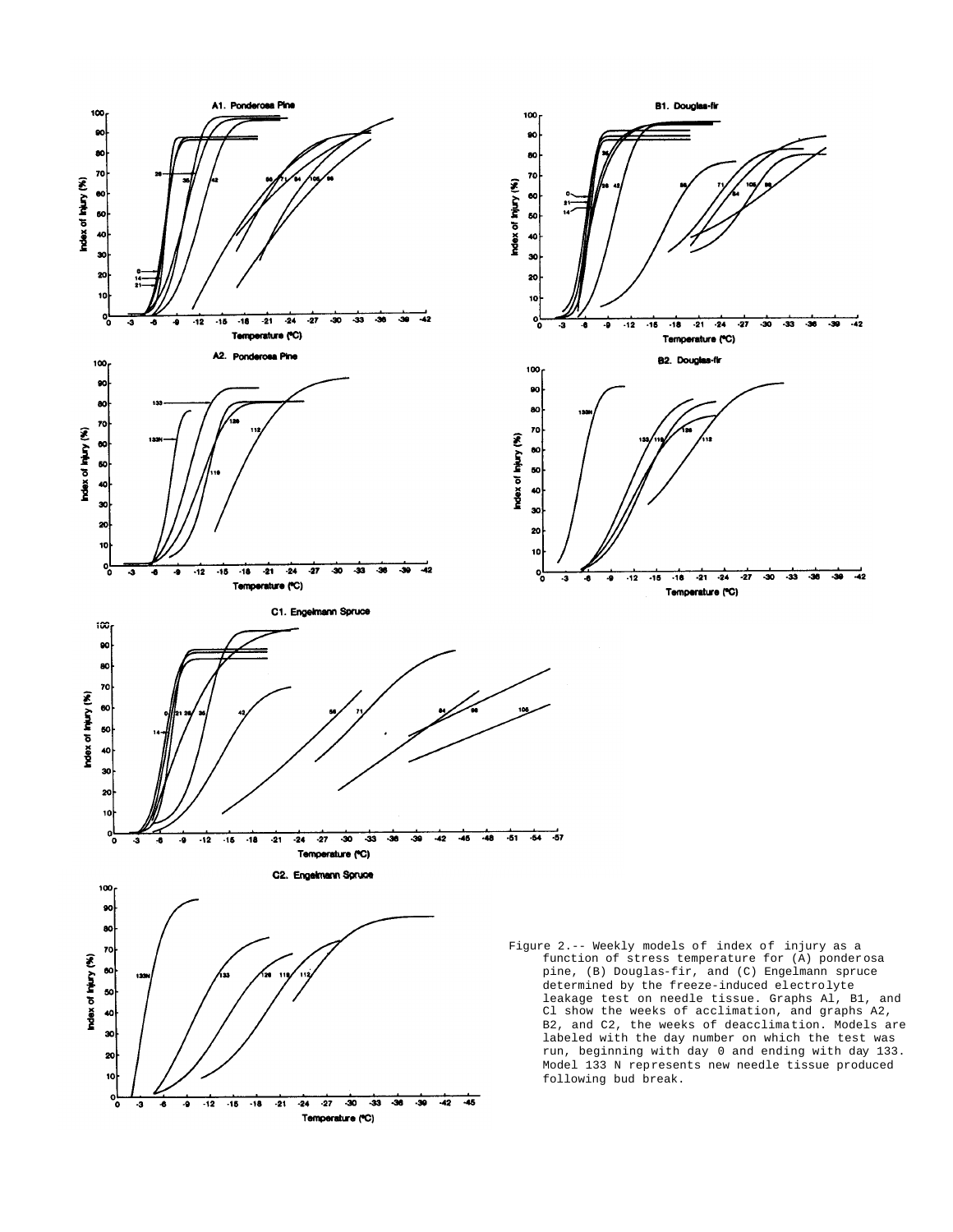Figure 2.-- Weekly models of index of injury as a function of stress temperature for (A) ponderosa pine, (B) Douglas-fir, and (C) Engelmann spruce determined by the freeze-induced electrolyte leakage test on needle tissue. Graphs A1, B1, and C1 show the weeks of acclimation, and graphs A2, B2, and C2, the weeks of deacclimation. Models are labeled with the day number on which the test was run, beginning with day 0 and ending with day 133. Model 133 N represents new needle tissue produced following bud break.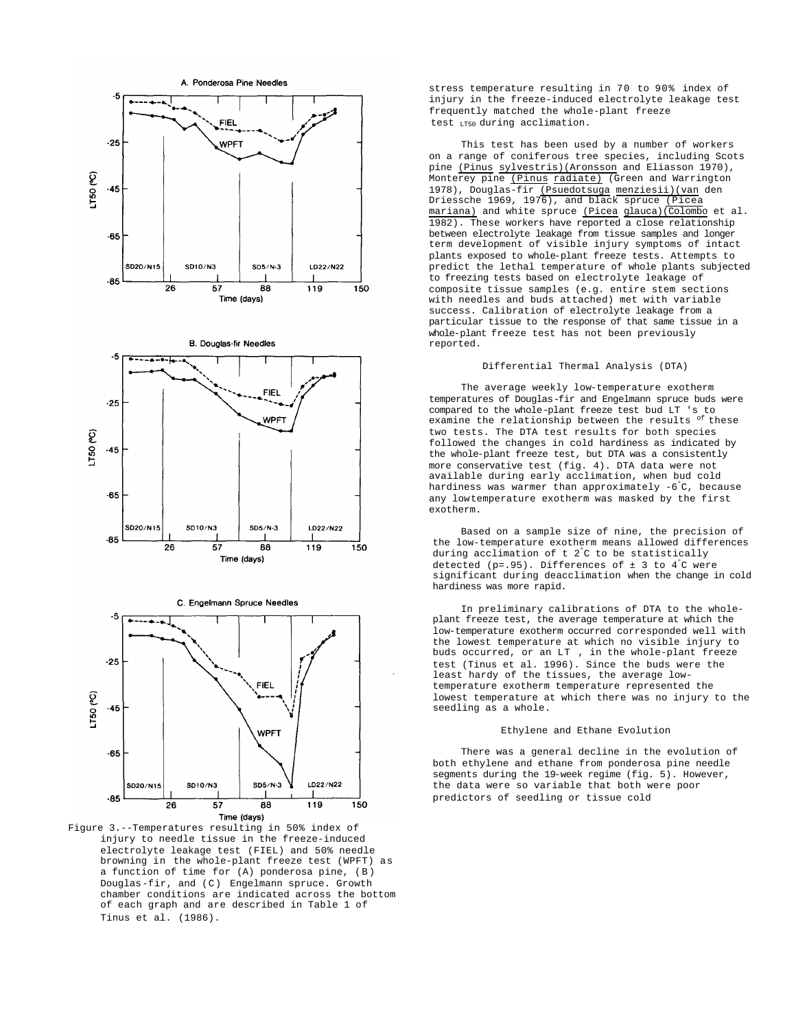stress temperature resulting in 70 to 90% index of injury in the freeze-induced electrolyte leakage test frequently matched the whole-plant freeze test $LT_{50}$ during acclimation.

This test has been used by a number of workers on a range of coniferous tree species, including Scots pine (*Pinus sylvestris*)(Aronsson and Eliasson 1970), Monterey pine (*Pinus radiate*) (Green and Warrington 1978), Douglas-fir (*Psuedotsuga menziesii*)(van den Driessche 1969, 1976), and black spruce (*Picea mariana*) and white spruce (*Picea glauca*)(Colombo et al. 1982). These workers have reported a close relationship between electrolyte leakage from tissue samples and longer term development of visible injury symptoms of intact plants exposed to whole-plant freeze tests. Attempts to predict the lethal temperature of whole plants subjected to freezing tests based on electrolyte leakage of composite tissue samples (e.g. entire stem sections with needles and buds attached) met with variable success. Calibration of electrolyte leakage from a particular tissue to the response of that same tissue in a whole-plant freeze test has not been previously reported.

## Differential Thermal Analysis (DTA)

The average weekly low-temperature exotherm temperatures of Douglas-fir and Engelmann spruce buds were compared to the whole-plant freeze test bud LT 's to examine the relationship between the results of these two tests. The DTA test results for both species followed the changes in cold hardiness as indicated by the whole-plant freeze test, but DTA was a consistently more conservative test (fig. 4). DTA data were not available during early acclimation, when bud cold hardiness was warmer than approximately -6°C, because any lowtemperature exotherm was masked by the first exotherm.

Based on a sample size of nine, the precision of the low-temperature exotherm means allowed differences during acclimation of ± 2°C to be statistically detected (p=.95). Differences of ± 3 to 4°C were significant during deacclimation when the change in cold hardiness was more rapid.

In preliminary calibrations of DTA to the whole-plant freeze test, the average temperature at which the low-temperature exotherm occurred corresponded well with the lowest temperature at which no visible injury to buds occurred, or an LT , in the whole-plant freeze test (Tinus et al. 1996). Since the buds were the least hardy of the tissues, the average low-temperature exotherm temperature represented the lowest temperature at which there was no injury to the seedling as a whole.

## Ethylene and Ethane Evolution

There was a general decline in the evolution of both ethylene and ethane from ponderosa pine needle segments during the 19-week regime (fig. 5). However, the data were so variable that both were poor predictors of seedling or tissue cold

Figure 3.--Temperatures resulting in 50% index of injury to needle tissue in the freeze-induced electrolyte leakage test (FIEL) and 50% needle browning in the whole-plant freeze test (WPFT) as a function of time for (A) ponderosa pine, (B) Douglas-fir, and (C) Engelmann spruce. Growth chamber conditions are indicated across the bottom of each graph and are described in Table 1 of Tinus et al. (1986).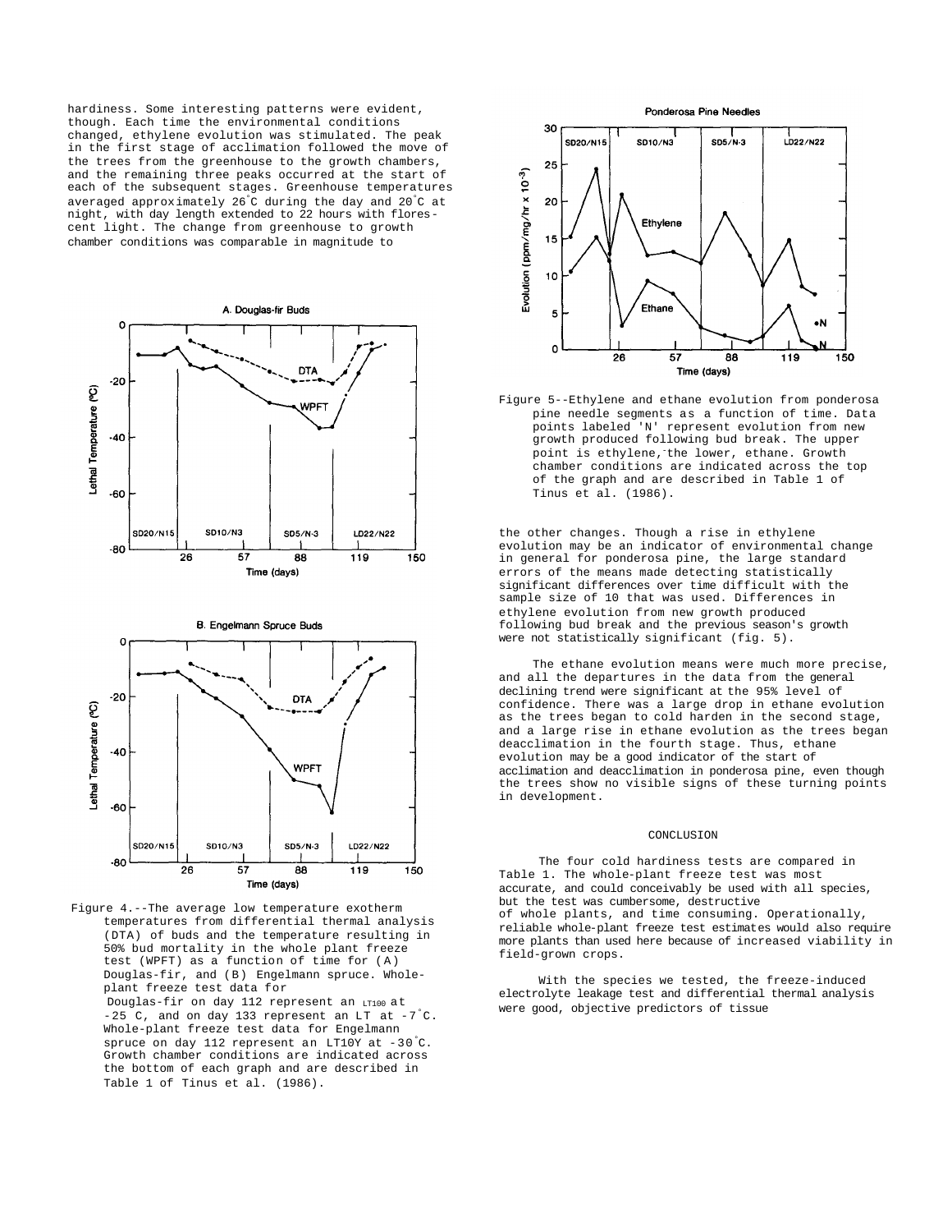hardiness. Some interesting patterns were evident, though. Each time the environmental conditions changed, ethylene evolution was stimulated. The peak in the first stage of acclimation followed the move of the trees from the greenhouse to the growth chambers, and the remaining three peaks occurred at the start of each of the subsequent stages. Greenhouse temperatures averaged approximately 26°C during the day and 20°C at night, with day length extended to 22 hours with fluorescent light. The change from greenhouse to growth chamber conditions was comparable in magnitude to

Figure 4.--The average low temperature exotherm temperatures from differential thermal analysis (DTA) of buds and the temperature resulting in 50% bud mortality in the whole plant freeze test (WPFT) as a function of time for (A) Douglas-fir, and (B) Engelmann spruce. Whole-plant freeze test data for Douglas-fir on day 112 represent an $LT_{100}$ at -25 C, and on day 133 represent an LT at -7°C. Whole-plant freeze test data for Engelmann spruce on day 112 represent an LT10Y at -30°C. Growth chamber conditions are indicated across the bottom of each graph and are described in Table 1 of Tinus et al. (1986).

Figure 5--Ethylene and ethane evolution from ponderosa pine needle segments as a function of time. Data points labeled 'N' represent evolution from new growth produced following bud break. The upper point is ethylene, the lower, ethane. Growth chamber conditions are indicated across the top of the graph and are described in Table 1 of Tinus et al. (1986).

the other changes. Though a rise in ethylene evolution may be an indicator of environmental change in general for ponderosa pine, the large standard errors of the means made detecting statistically significant differences over time difficult with the sample size of 10 that was used. Differences in ethylene evolution from new growth produced following bud break and the previous season's growth were not statistically significant (fig. 5).

The ethane evolution means were much more precise, and all the departures in the data from the general declining trend were significant at the 95% level of confidence. There was a large drop in ethane evolution as the trees began to cold harden in the second stage, and a large rise in ethane evolution as the trees began deacclimation in the fourth stage. Thus, ethane evolution may be a good indicator of the start of acclimation and deacclimation in ponderosa pine, even though the trees show no visible signs of these turning points in development.

## CONCLUSION

The four cold hardiness tests are compared in Table 1. The whole-plant freeze test was most accurate, and could conceivably be used with all species, but the test was cumbersome, destructive of whole plants, and time consuming. Operationally, reliable whole-plant freeze test estimates would also require more plants than used here because of increased viability in field-grown crops.

With the species we tested, the freeze-induced electrolyte leakage test and differential thermal analysis were good, objective predictors of tissue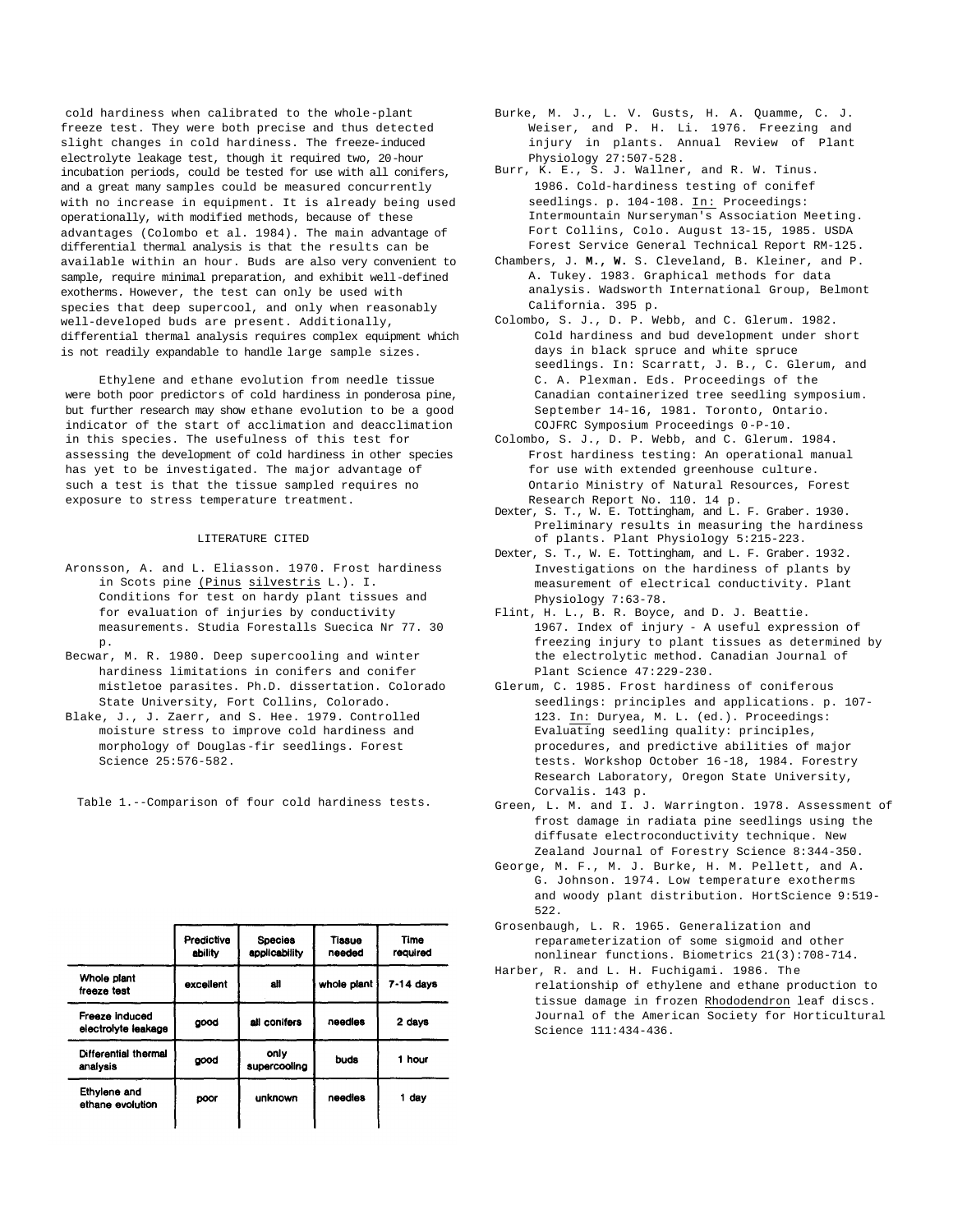cold hardiness when calibrated to the whole-plant freeze test. They were both precise and thus detected slight changes in cold hardiness. The freeze-induced electrolyte leakage test, though it required two, 20-hour incubation periods, could be tested for use with all conifers, and a great many samples could be measured concurrently with no increase in equipment. It is already being used operationally, with modified methods, because of these advantages (Colombo et al. 1984). The main advantage of differential thermal analysis is that the results can be available within an hour. Buds are also very convenient to sample, require minimal preparation, and exhibit well-defined exotherms. However, the test can only be used with species that deep supercool, and only when reasonably well-developed buds are present. Additionally, differential thermal analysis requires complex equipment which is not readily expandable to handle large sample sizes.

Ethylene and ethane evolution from needle tissue were both poor predictors of cold hardiness in ponderosa pine, but further research may show ethane evolution to be a good indicator of the start of acclimation and deacclimation in this species. The usefulness of this test for assessing the development of cold hardiness in other species has yet to be investigated. The major advantage of such a test is that the tissue sampled requires no exposure to stress temperature treatment.

## LITERATURE CITED

Aronsson, A. and L. Eliasson. 1970. Frost hardiness in Scots pine (Pinus silvestris L.). I. Conditions for test on hardy plant tissues and for evaluation of injuries by conductivity measurements. Studia Forestalls Suecica Nr 77. 30 p.

Becwar, M. R. 1980. Deep supercooling and winter hardiness limitations in conifers and conifer mistletoe parasites. Ph.D. dissertation. Colorado State University, Fort Collins, Colorado.

Blake, J., J. Zaerr, and S. Hee. 1979. Controlled moisture stress to improve cold hardiness and morphology of Douglas-fir seedlings. Forest Science 25:576-582.

Table 1.--Comparison of four cold hardiness tests.

| | Predictive ability | Species applicability | Tissue needed | Time required |
|---|---|---|---|---|
| Whole plant freeze test | excellent | all | whole plant | 7-14 days |
| Freeze induced electrolyte leakage | good | all conifers | needles | 2 days |
| Differential thermal analysis | good | only supercooling | buds | 1 hour |
| Ethylene and ethane evolution | poor | unknown | needles | 1 day |

Burke, M. J., L. V. Gusts, H. A. Quamme, C. J. Weiser, and P. H. Li. 1976. Freezing and injury in plants. Annual Review of Plant Physiology 27:507-528.

Burr, K. E., S. J. Wallner, and R. W. Tinus. 1986. Cold-hardiness testing of conifef seedlings. p. 104-108. In: Proceedings: Intermountain Nurseryman's Association Meeting. Fort Collins, Colo. August 13-15, 1985. USDA Forest Service General Technical Report RM-125.

Chambers, J. **M., W.** S. Cleveland, B. Kleiner, and P. A. Tukey. 1983. Graphical methods for data analysis. Wadsworth International Group, Belmont California. 395 p.

Colombo, S. J., D. P. Webb, and C. Glerum. 1982. Cold hardiness and bud development under short days in black spruce and white spruce seedlings. In: Scarratt, J. B., C. Glerum, and C. A. Plexman. Eds. Proceedings of the Canadian containerized tree seedling symposium. September 14-16, 1981. Toronto, Ontario. COJFRC Symposium Proceedings 0-P-10.

Colombo, S. J., D. P. Webb, and C. Glerum. 1984. Frost hardiness testing: An operational manual for use with extended greenhouse culture. Ontario Ministry of Natural Resources, Forest Research Report No. 110. 14 p.

Dexter, S. T., W. E. Tottingham, and L. F. Graber. 1930. Preliminary results in measuring the hardiness of plants. Plant Physiology 5:215-223.

Dexter, S. T., W. E. Tottingham, and L. F. Graber. 1932. Investigations on the hardiness of plants by measurement of electrical conductivity. Plant Physiology 7:63-78.

Flint, H. L., B. R. Boyce, and D. J. Beattie. 1967. Index of injury - A useful expression of freezing injury to plant tissues as determined by the electrolytic method. Canadian Journal of Plant Science 47:229-230.

Glerum, C. 1985. Frost hardiness of coniferous seedlings: principles and applications. p. 107-123. In: Duryea, M. L. (ed.). Proceedings: Evaluating seedling quality: principles, procedures, and predictive abilities of major tests. Workshop October 16-18, 1984. Forestry Research Laboratory, Oregon State University, Corvalis. 143 p.

Green, L. M. and I. J. Warrington. 1978. Assessment of frost damage in radiata pine seedlings using the diffusate electroconductivity technique. New Zealand Journal of Forestry Science 8:344-350.

George, M. F., M. J. Burke, H. M. Pellett, and A. G. Johnson. 1974. Low temperature exotherms and woody plant distribution. HortScience 9:519-522.

Grosenbaugh, L. R. 1965. Generalization and reparameterization of some sigmoid and other nonlinear functions. Biometrics 21(3):708-714.

Harber, R. and L. H. Fuchigami. 1986. The relationship of ethylene and ethane production to tissue damage in frozen Rhododendron leaf discs. Journal of the American Society for Horticultural Science 111:434-436.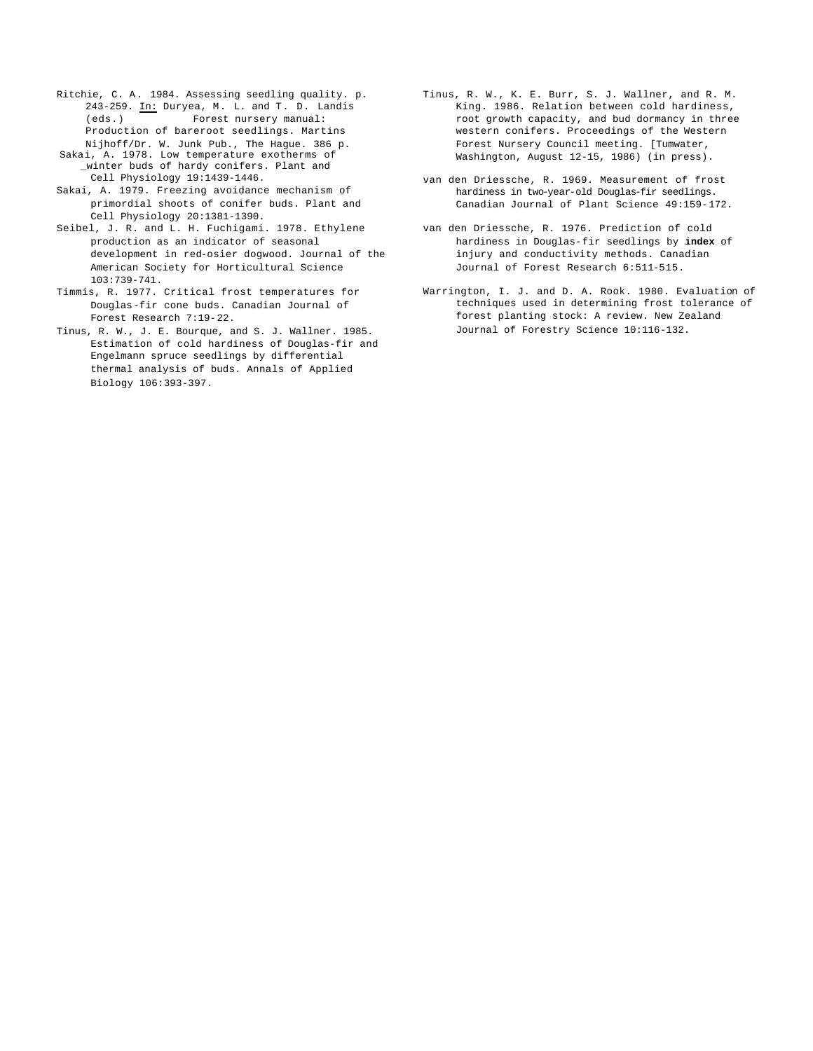Ritchie, C. A. 1984. Assessing seedling quality. p. 243-259. In: Duryea, M. L. and T. D. Landis (eds.) Forest nursery manual: Production of bareroot seedlings. Martins Nijhoff/Dr. W. Junk Pub., The Hague. 386 p.

Sakai, A. 1978. Low temperature exotherms of winter buds of hardy conifers. Plant and Cell Physiology 19:1439-1446.

Sakai, A. 1979. Freezing avoidance mechanism of primordial shoots of conifer buds. Plant and Cell Physiology 20:1381-1390.

Seibel, J. R. and L. H. Fuchigami. 1978. Ethylene production as an indicator of seasonal development in red-osier dogwood. Journal of the American Society for Horticultural Science 103:739-741.

Timmis, R. 1977. Critical frost temperatures for Douglas-fir cone buds. Canadian Journal of Forest Research 7:19-22.

Tinus, R. W., J. E. Bourque, and S. J. Wallner. 1985. Estimation of cold hardiness of Douglas-fir and Engelmann spruce seedlings by differential thermal analysis of buds. Annals of Applied Biology 106:393-397.

Tinus, R. W., K. E. Burr, S. J. Wallner, and R. M. King. 1986. Relation between cold hardiness, root growth capacity, and bud dormancy in three western conifers. Proceedings of the Western Forest Nursery Council meeting. [Tumwater, Washington, August 12-15, 1986) (in press).

van den Driessche, R. 1969. Measurement of frost hardiness in two-year-old Douglas-fir seedlings. Canadian Journal of Plant Science 49:159-172.

van den Driessche, R. 1976. Prediction of cold hardiness in Douglas-fir seedlings by **index** of injury and conductivity methods. Canadian Journal of Forest Research 6:511-515.

Warrington, I. J. and D. A. Rook. 1980. Evaluation of techniques used in determining frost tolerance of forest planting stock: A review. New Zealand Journal of Forestry Science 10:116-132.